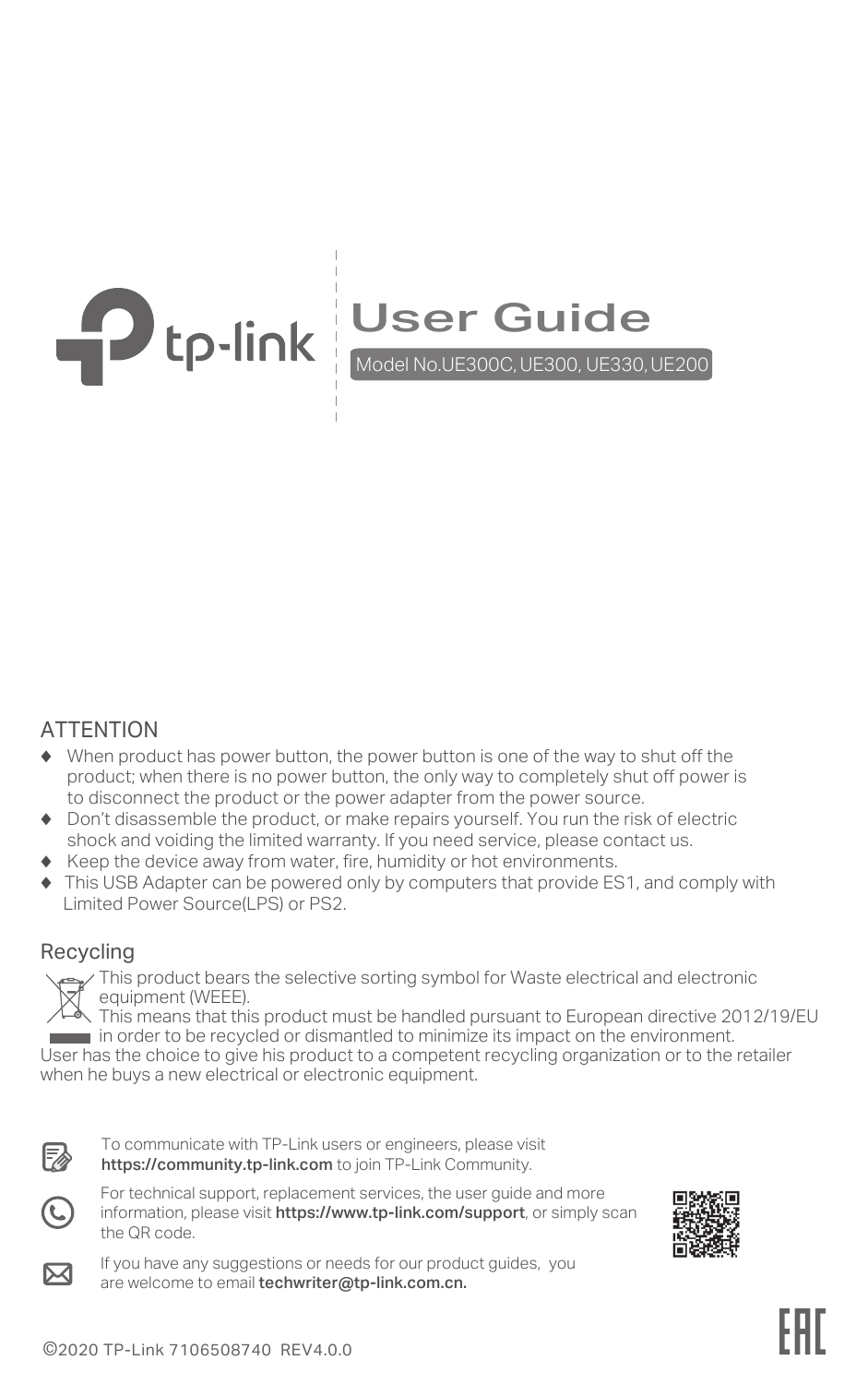tp-link

# User Guide

Model No.UE300C, UE300, UE330, UE200

## ATTENTION

- When product has power button, the power button is one of the way to shut off the product; when there is no power button, the only way to completely shut off power is to disconnect the product or the power adapter from the power source.
- Don't disassemble the product, or make repairs yourself. You run the risk of electric shock and voiding the limited warranty. If you need service, please contact us.
- Keep the device away from water, fire, humidity or hot environments.
- This USB Adapter can be powered only by computers that provide ES1, and comply with Limited Power Source(LPS) or PS2.

## Recycling

This product bears the selective sorting symbol for Waste electrical and electronic equipment (WEEE).
This means that this product must be handled pursuant to European directive 2012/19/EU in order to be recycled or dismantled to minimize its impact on the environment.
User has the choice to give his product to a competent recycling organization or to the retailer when he buys a new electrical or electronic equipment.

To communicate with TP-Link users or engineers, please visit **https://community.tp-link.com** to join TP-Link Community.

For technical support, replacement services, the user guide and more information, please visit **https://www.tp-link.com/support**, or simply scan the QR code.

If you have any suggestions or needs for our product guides, you are welcome to email **techwriter@tp-link.com.cn.**

©2020 TP-Link 7106508740 REV4.0.0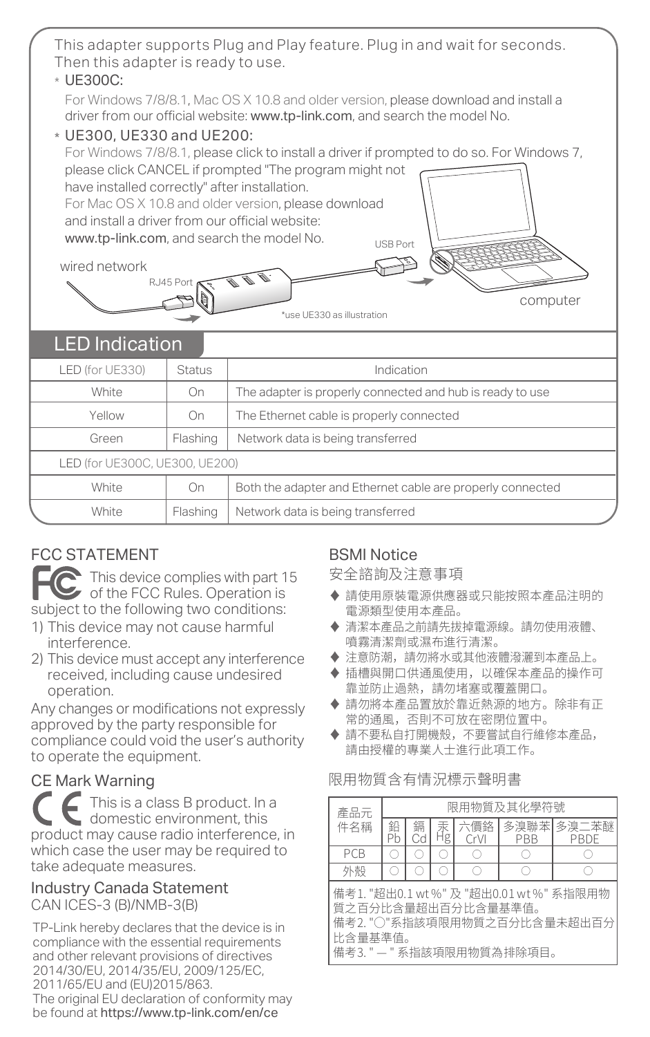This adapter supports Plug and Play feature. Plug in and wait for seconds. Then this adapter is ready to use.

* UE300C:
  For Windows 7/8/8.1, Mac OS X 10.8 and older version, please download and install a driver from our official website: www.tp-link.com, and search the model No.
* UE300, UE330 and UE200:
  For Windows 7/8/8.1, please click to install a driver if prompted to do so. For Windows 7, please click CANCEL if prompted "The program might not have installed correctly" after installation.
  For Mac OS X 10.8 and older version, please download and install a driver from our official website: www.tp-link.com, and search the model No.

wired network

RJ45 Port

USB Port

computer

*use UE330 as illustration

## LED Indication

| LED (for UE330) | Status | Indication |
|---|---|---|
| White | On | The adapter is properly connected and hub is ready to use |
| Yellow | On | The Ethernet cable is properly connected |
| Green | Flashing | Network data is being transferred |
| LED (for UE300C, UE300, UE200) | | |
| White | On | Both the adapter and Ethernet cable are properly connected |
| White | Flashing | Network data is being transferred |

## FCC STATEMENT

This device complies with part 15 of the FCC Rules. Operation is subject to the following two conditions:

1) This device may not cause harmful interference.
2) This device must accept any interference received, including cause undesired operation.

Any changes or modifications not expressly approved by the party responsible for compliance could void the user's authority to operate the equipment.

## CE Mark Warning

This is a class B product. In a domestic environment, this product may cause radio interference, in which case the user may be required to take adequate measures.

## Industry Canada Statement

CAN ICES-3 (B)/NMB-3(B)

TP-Link hereby declares that the device is in compliance with the essential requirements and other relevant provisions of directives 2014/30/EU, 2014/35/EU, 2009/125/EC, 2011/65/EU and (EU)2015/863.
The original EU declaration of conformity may be found at https://www.tp-link.com/en/ce

## BSMI Notice

安全諮詢及注意事項

- 請使用原裝電源供應器或只能按照本產品注明的電源類型使用本產品。
- 清潔本產品之前請先拔掉電源線。請勿使用液體、噴霧清潔劑或濕布進行清潔。
- 注意防潮，請勿將水或其他液體潑灑到本產品上。
- 插槽與開口供通風使用，以確保本產品的操作可靠並防止過熱，請勿堵塞或覆蓋開口。
- 請勿將本產品置放於靠近熱源的地方。除非有正常的通風，否則不可放在密閉位置中。
- 請不要私自打開機殼，不要嘗試自行維修本產品，請由授權的專業人士進行此項工作。

限用物質含有情況標示聲明書

| 產品元件名稱 | 限用物質及其化學符號 | | | | | |
|---|---|---|---|---|---|---|
| | 鉛 Pb | 鎘 Cd | 汞 Hg | 六價鉻 CrVI | 多溴聯苯 PBB | 多溴二苯醚 PBDE |
| PCB | ○ | ○ | ○ | ○ | ○ | ○ |
| 外殼 | ○ | ○ | ○ | ○ | ○ | ○ |

備考1. "超出0.1 wt %" 及 "超出0.01 wt %" 系指限用物質之百分比含量超出百分比含量基準值。
備考2. "○"系指該項限用物質之百分比含量未超出百分比含量基準值。
備考3. " — " 系指該項限用物質為排除項目。